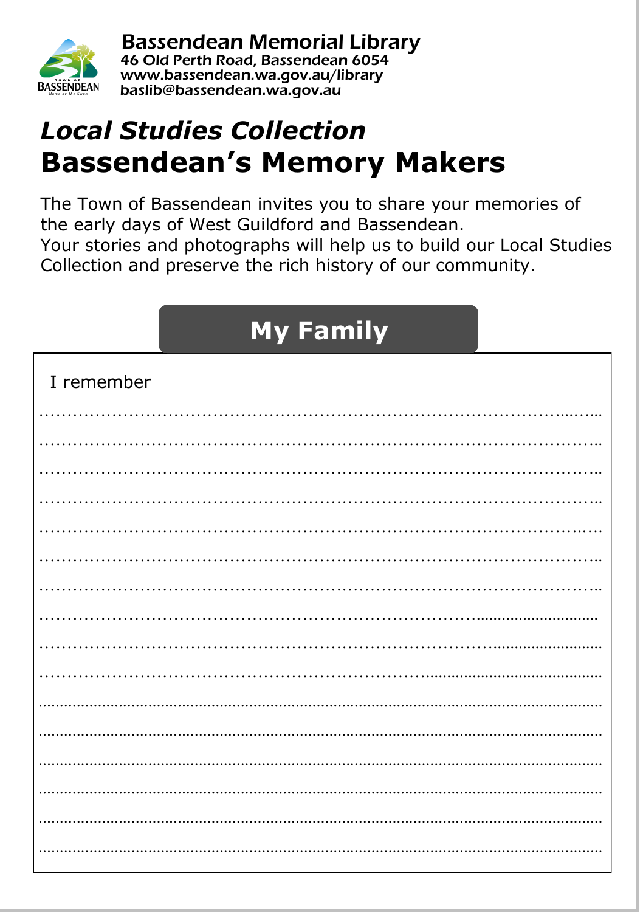**Bassendean Memorial Library**
**46 Old Perth Road, Bassendean 6054**
**www.bassendean.wa.gov.au/library**
**baslib@bassendean.wa.gov.au**

# *Local Studies Collection*
# Bassendean's Memory Makers

The Town of Bassendean invites you to share your memories of the early days of West Guildford and Bassendean.
Your stories and photographs will help us to build our Local Studies Collection and preserve the rich history of our community.

## My Family

I remember

...............................................................................................................

...............................................................................................................

...............................................................................................................

...............................................................................................................

...............................................................................................................

...............................................................................................................

...............................................................................................................

...............................................................................................................

...............................................................................................................

...............................................................................................................

...............................................................................................................

...............................................................................................................

...............................................................................................................

...............................................................................................................

...............................................................................................................

...............................................................................................................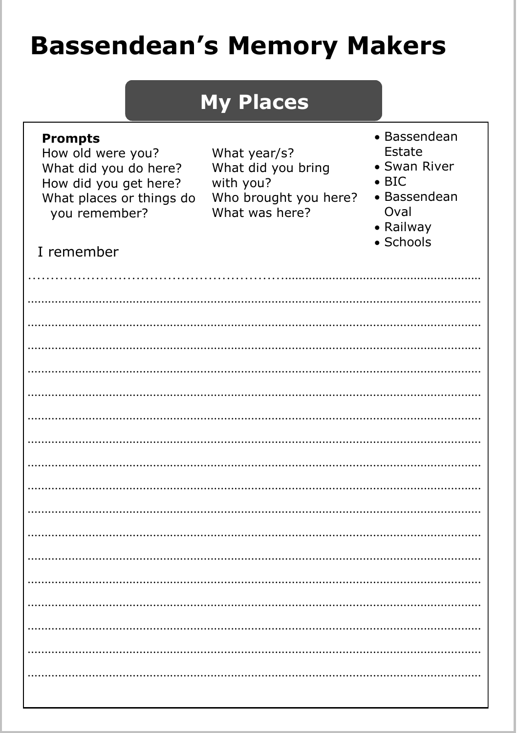# Bassendean's Memory Makers

## My Places

**Prompts**

How old were you?
What did you do here?
How did you get here?
What places or things do you remember?

What year/s?
What did you bring with you?
Who brought you here?
What was here?

- Bassendean Estate
- Swan River
- BIC
- Bassendean Oval
- Railway
- Schools

I remember

.......................................................................................................................

.......................................................................................................................

.......................................................................................................................

.......................................................................................................................

.......................................................................................................................

.......................................................................................................................

.......................................................................................................................

.......................................................................................................................

.......................................................................................................................

.......................................................................................................................

.......................................................................................................................

.......................................................................................................................

.......................................................................................................................

.......................................................................................................................

.......................................................................................................................

.......................................................................................................................

.......................................................................................................................

.......................................................................................................................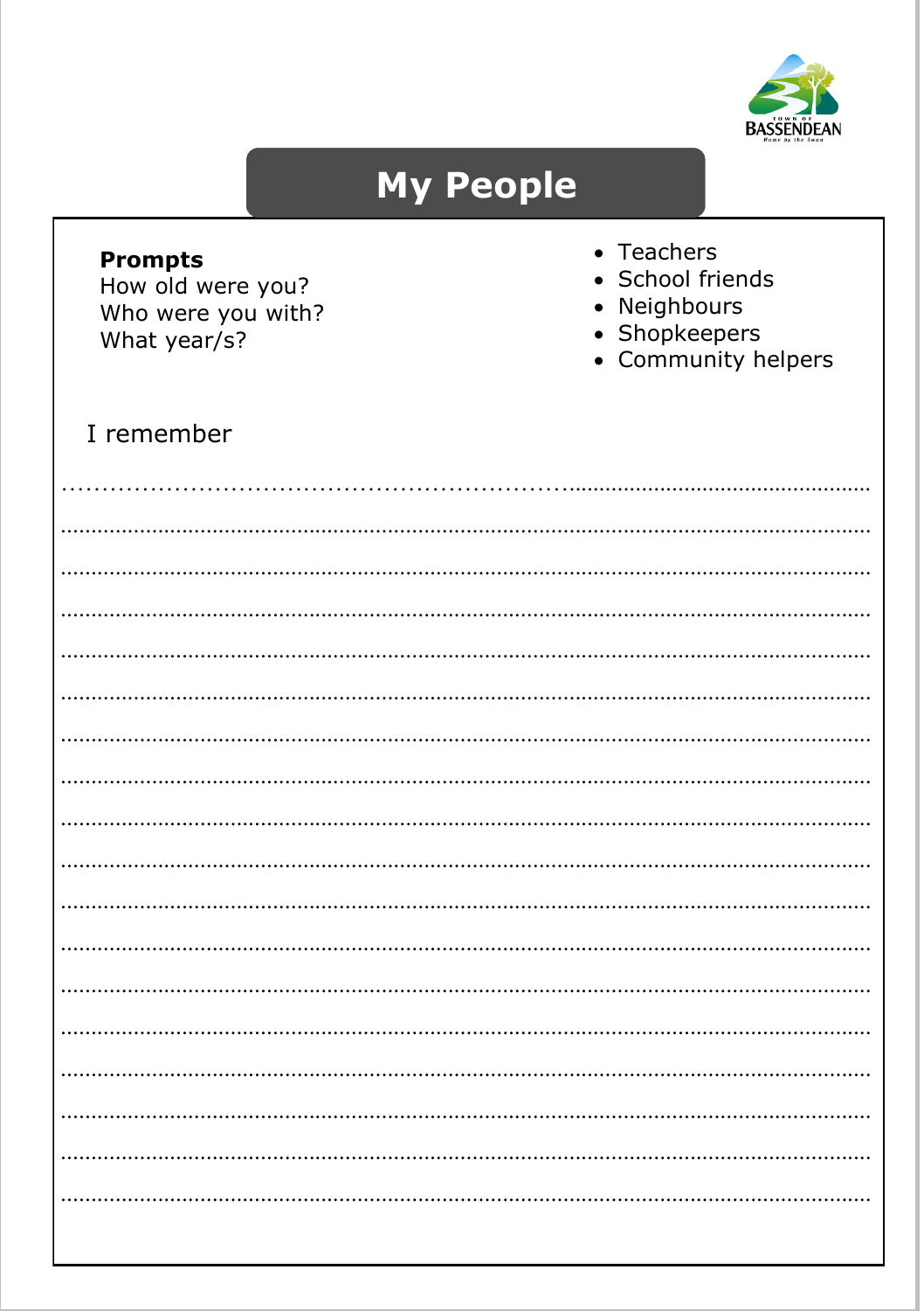# My People

**Prompts**
How old were you?
Who were you with?
What year/s?

- Teachers
- School friends
- Neighbours
- Shopkeepers
- Community helpers

I remember

..........................................................................................................................

..........................................................................................................................

..........................................................................................................................

..........................................................................................................................

..........................................................................................................................

..........................................................................................................................

..........................................................................................................................

..........................................................................................................................

..........................................................................................................................

..........................................................................................................................

..........................................................................................................................

..........................................................................................................................

..........................................................................................................................

..........................................................................................................................

..........................................................................................................................

..........................................................................................................................

..........................................................................................................................

..........................................................................................................................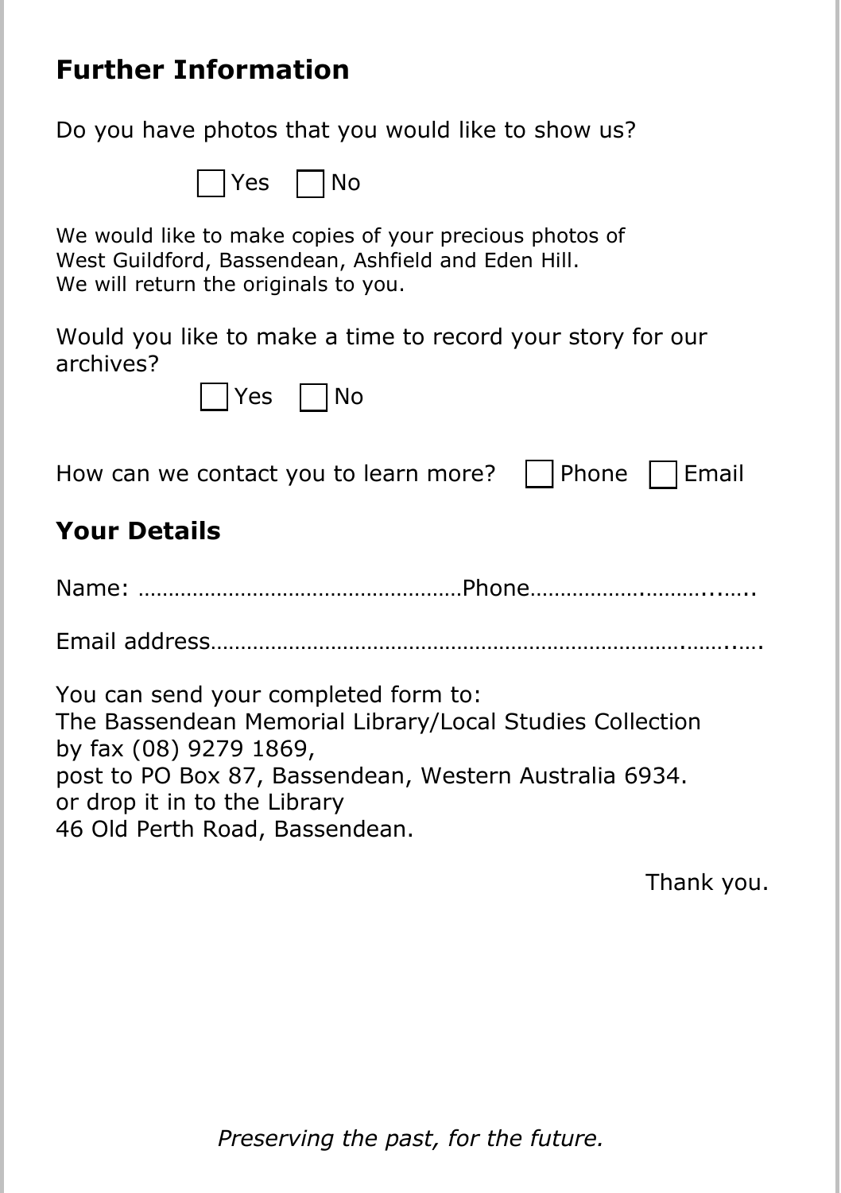## Further Information

Do you have photos that you would like to show us?

☐ Yes ☐ No

We would like to make copies of your precious photos of West Guildford, Bassendean, Ashfield and Eden Hill. We will return the originals to you.

Would you like to make a time to record your story for our archives?

☐ Yes ☐ No

How can we contact you to learn more? ☐ Phone ☐ Email

## Your Details

Name: ……………………………………………Phone……………….………..…..

Email address………………………………………………………………..……..….

You can send your completed form to:
The Bassendean Memorial Library/Local Studies Collection
by fax (08) 9279 1869,
post to PO Box 87, Bassendean, Western Australia 6934.
or drop it in to the Library
46 Old Perth Road, Bassendean.

Thank you.

*Preserving the past, for the future.*